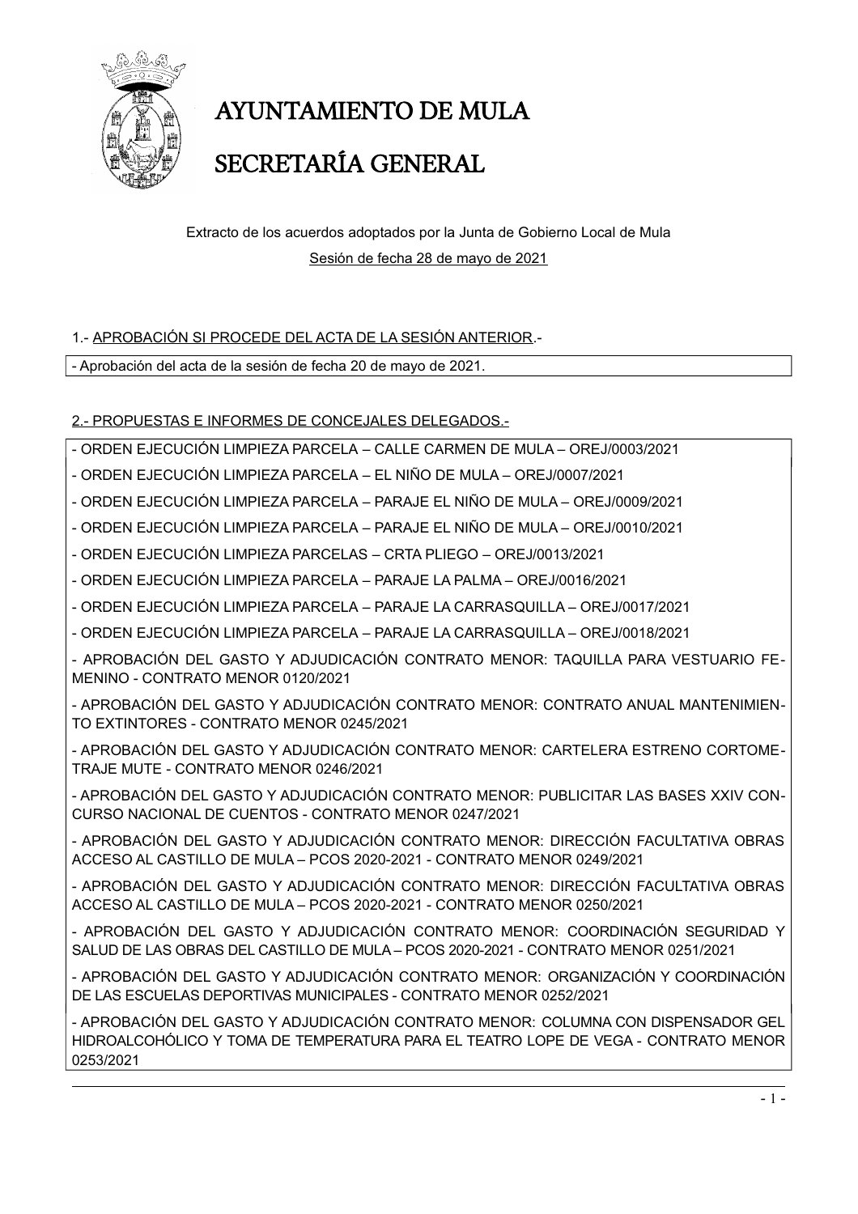# AYUNTAMIENTO DE MULA

# SECRETARÍA GENERAL

Extracto de los acuerdos adoptados por la Junta de Gobierno Local de Mula

Sesión de fecha 28 de mayo de 2021

1.- APROBACIÓN SI PROCEDE DEL ACTA DE LA SESIÓN ANTERIOR.-

- Aprobación del acta de la sesión de fecha 20 de mayo de 2021.

2.- PROPUESTAS E INFORMES DE CONCEJALES DELEGADOS.-

- ORDEN EJECUCIÓN LIMPIEZA PARCELA – CALLE CARMEN DE MULA – OREJ/0003/2021
- ORDEN EJECUCIÓN LIMPIEZA PARCELA – EL NIÑO DE MULA – OREJ/0007/2021
- ORDEN EJECUCIÓN LIMPIEZA PARCELA – PARAJE EL NIÑO DE MULA – OREJ/0009/2021
- ORDEN EJECUCIÓN LIMPIEZA PARCELA – PARAJE EL NIÑO DE MULA – OREJ/0010/2021
- ORDEN EJECUCIÓN LIMPIEZA PARCELAS – CRTA PLIEGO – OREJ/0013/2021
- ORDEN EJECUCIÓN LIMPIEZA PARCELA – PARAJE LA PALMA – OREJ/0016/2021
- ORDEN EJECUCIÓN LIMPIEZA PARCELA – PARAJE LA CARRASQUILLA – OREJ/0017/2021
- ORDEN EJECUCIÓN LIMPIEZA PARCELA – PARAJE LA CARRASQUILLA – OREJ/0018/2021
- APROBACIÓN DEL GASTO Y ADJUDICACIÓN CONTRATO MENOR: TAQUILLA PARA VESTUARIO FEMENINO - CONTRATO MENOR 0120/2021
- APROBACIÓN DEL GASTO Y ADJUDICACIÓN CONTRATO MENOR: CONTRATO ANUAL MANTENIMIENTO EXTINTORES - CONTRATO MENOR 0245/2021
- APROBACIÓN DEL GASTO Y ADJUDICACIÓN CONTRATO MENOR: CARTELERA ESTRENO CORTOMETRAJE MUTE - CONTRATO MENOR 0246/2021
- APROBACIÓN DEL GASTO Y ADJUDICACIÓN CONTRATO MENOR: PUBLICITAR LAS BASES XXIV CONCURSO NACIONAL DE CUENTOS - CONTRATO MENOR 0247/2021
- APROBACIÓN DEL GASTO Y ADJUDICACIÓN CONTRATO MENOR: DIRECCIÓN FACULTATIVA OBRAS ACCESO AL CASTILLO DE MULA – PCOS 2020-2021 - CONTRATO MENOR 0249/2021
- APROBACIÓN DEL GASTO Y ADJUDICACIÓN CONTRATO MENOR: DIRECCIÓN FACULTATIVA OBRAS ACCESO AL CASTILLO DE MULA – PCOS 2020-2021 - CONTRATO MENOR 0250/2021
- APROBACIÓN DEL GASTO Y ADJUDICACIÓN CONTRATO MENOR: COORDINACIÓN SEGURIDAD Y SALUD DE LAS OBRAS DEL CASTILLO DE MULA – PCOS 2020-2021 - CONTRATO MENOR 0251/2021
- APROBACIÓN DEL GASTO Y ADJUDICACIÓN CONTRATO MENOR: ORGANIZACIÓN Y COORDINACIÓN DE LAS ESCUELAS DEPORTIVAS MUNICIPALES - CONTRATO MENOR 0252/2021
- APROBACIÓN DEL GASTO Y ADJUDICACIÓN CONTRATO MENOR: COLUMNA CON DISPENSADOR GEL HIDROALCOHÓLICO Y TOMA DE TEMPERATURA PARA EL TEATRO LOPE DE VEGA - CONTRATO MENOR 0253/2021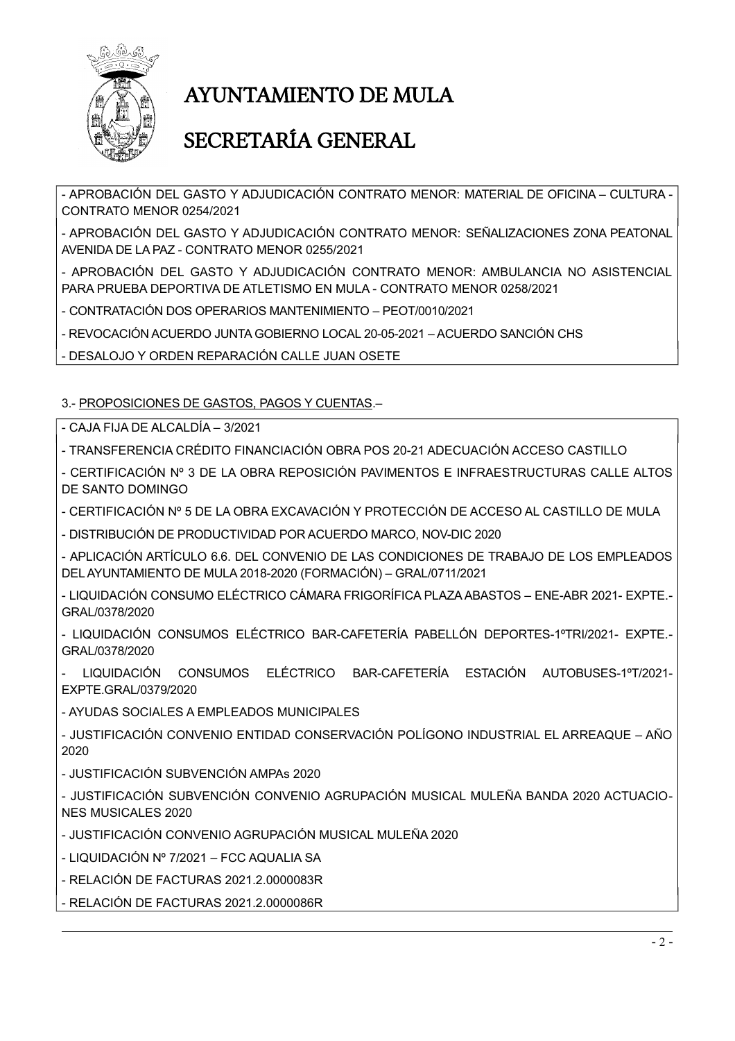- APROBACIÓN DEL GASTO Y ADJUDICACIÓN CONTRATO MENOR: MATERIAL DE OFICINA – CULTURA - CONTRATO MENOR 0254/2021

- APROBACIÓN DEL GASTO Y ADJUDICACIÓN CONTRATO MENOR: SEÑALIZACIONES ZONA PEATONAL AVENIDA DE LA PAZ - CONTRATO MENOR 0255/2021

- APROBACIÓN DEL GASTO Y ADJUDICACIÓN CONTRATO MENOR: AMBULANCIA NO ASISTENCIAL PARA PRUEBA DEPORTIVA DE ATLETISMO EN MULA - CONTRATO MENOR 0258/2021

- CONTRATACIÓN DOS OPERARIOS MANTENIMIENTO – PEOT/0010/2021

- REVOCACIÓN ACUERDO JUNTA GOBIERNO LOCAL 20-05-2021 – ACUERDO SANCIÓN CHS

- DESALOJO Y ORDEN REPARACIÓN CALLE JUAN OSETE

3.- PROPOSICIONES DE GASTOS, PAGOS Y CUENTAS.–

- CAJA FIJA DE ALCALDÍA – 3/2021

- TRANSFERENCIA CRÉDITO FINANCIACIÓN OBRA POS 20-21 ADECUACIÓN ACCESO CASTILLO

- CERTIFICACIÓN Nº 3 DE LA OBRA REPOSICIÓN PAVIMENTOS E INFRAESTRUCTURAS CALLE ALTOS DE SANTO DOMINGO

- CERTIFICACIÓN Nº 5 DE LA OBRA EXCAVACIÓN Y PROTECCIÓN DE ACCESO AL CASTILLO DE MULA

- DISTRIBUCIÓN DE PRODUCTIVIDAD POR ACUERDO MARCO, NOV-DIC 2020

- APLICACIÓN ARTÍCULO 6.6. DEL CONVENIO DE LAS CONDICIONES DE TRABAJO DE LOS EMPLEADOS DEL AYUNTAMIENTO DE MULA 2018-2020 (FORMACIÓN) – GRAL/0711/2021

- LIQUIDACIÓN CONSUMO ELÉCTRICO CÁMARA FRIGORÍFICA PLAZA ABASTOS – ENE-ABR 2021- EXPTE.-GRAL/0378/2020

- LIQUIDACIÓN CONSUMOS ELÉCTRICO BAR-CAFETERÍA PABELLÓN DEPORTES-1ºTRI/2021- EXPTE.-GRAL/0378/2020

- LIQUIDACIÓN CONSUMOS ELÉCTRICO BAR-CAFETERÍA ESTACIÓN AUTOBUSES-1ºT/2021-EXPTE.GRAL/0379/2020

- AYUDAS SOCIALES A EMPLEADOS MUNICIPALES

- JUSTIFICACIÓN CONVENIO ENTIDAD CONSERVACIÓN POLÍGONO INDUSTRIAL EL ARREAQUE – AÑO 2020

- JUSTIFICACIÓN SUBVENCIÓN AMPAs 2020

- JUSTIFICACIÓN SUBVENCIÓN CONVENIO AGRUPACIÓN MUSICAL MULEÑA BANDA 2020 ACTUACIONES MUSICALES 2020

- JUSTIFICACIÓN CONVENIO AGRUPACIÓN MUSICAL MULEÑA 2020

- LIQUIDACIÓN Nº 7/2021 – FCC AQUALIA SA

- RELACIÓN DE FACTURAS 2021.2.0000083R

- RELACIÓN DE FACTURAS 2021.2.0000086R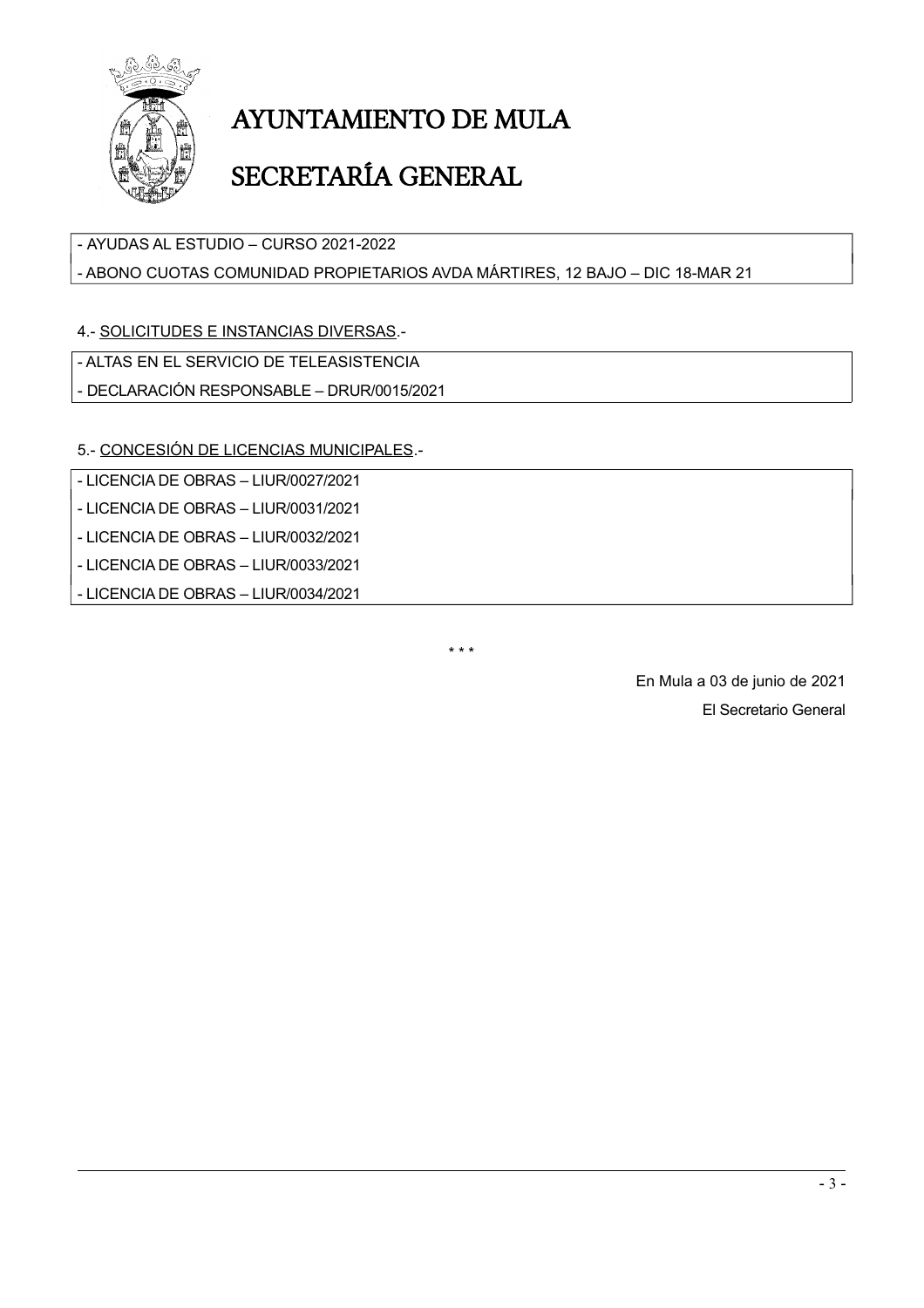# AYUNTAMIENTO DE MULA

# SECRETARÍA GENERAL

- AYUDAS AL ESTUDIO – CURSO 2021-2022
- ABONO CUOTAS COMUNIDAD PROPIETARIOS AVDA MÁRTIRES, 12 BAJO – DIC 18-MAR 21

4.- <u>SOLICITUDES E INSTANCIAS DIVERSAS</u>.-

- ALTAS EN EL SERVICIO DE TELEASISTENCIA
- DECLARACIÓN RESPONSABLE – DRUR/0015/2021

5.- <u>CONCESIÓN DE LICENCIAS MUNICIPALES</u>.-

- LICENCIA DE OBRAS – LIUR/0027/2021
- LICENCIA DE OBRAS – LIUR/0031/2021
- LICENCIA DE OBRAS – LIUR/0032/2021
- LICENCIA DE OBRAS – LIUR/0033/2021
- LICENCIA DE OBRAS – LIUR/0034/2021

\* \* \*

En Mula a 03 de junio de 2021

El Secretario General